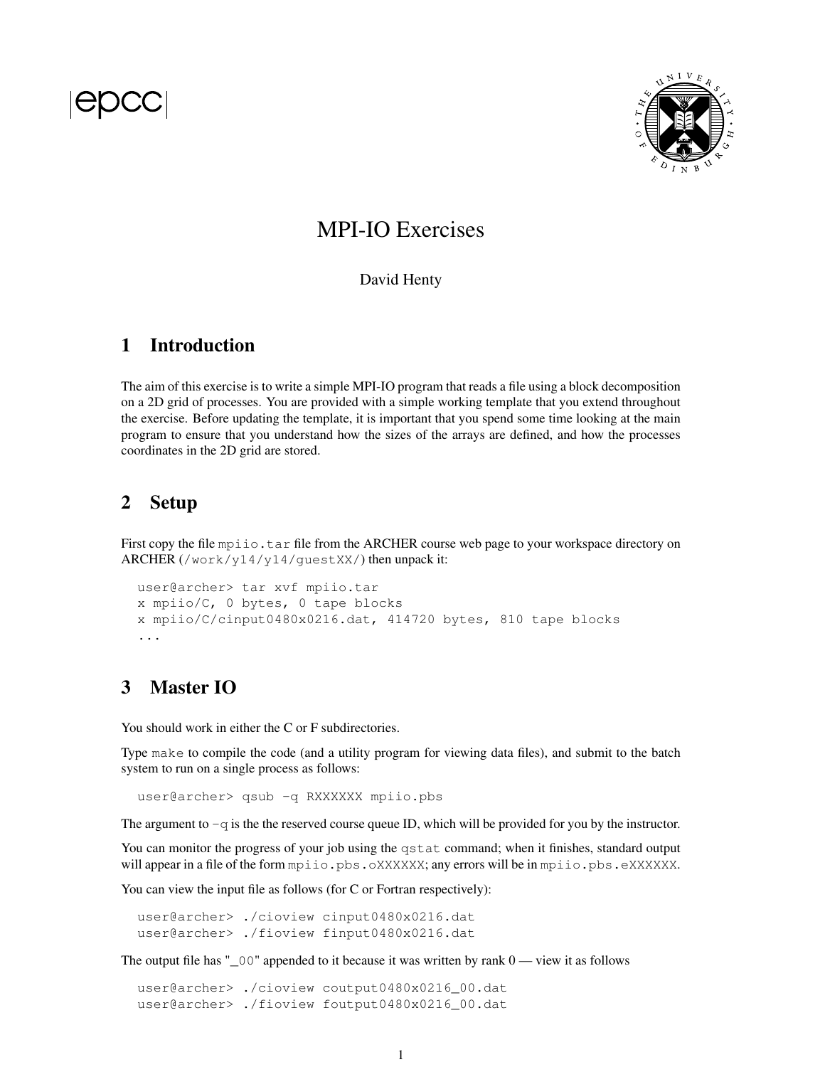# MPI-IO Exercises

David Henty

## 1 Introduction

The aim of this exercise is to write a simple MPI-IO program that reads a file using a block decomposition on a 2D grid of processes. You are provided with a simple working template that you extend throughout the exercise. Before updating the template, it is important that you spend some time looking at the main program to ensure that you understand how the sizes of the arrays are defined, and how the processes coordinates in the 2D grid are stored.

## 2 Setup

First copy the file `mpiio.tar` file from the ARCHER course web page to your workspace directory on ARCHER (`/work/y14/y14/guestXX/`) then unpack it:

```
user@archer> tar xvf mpiio.tar
x mpiio/C, 0 bytes, 0 tape blocks
x mpiio/C/cinput0480x0216.dat, 414720 bytes, 810 tape blocks
...
```

## 3 Master IO

You should work in either the C or F subdirectories.

Type `make` to compile the code (and a utility program for viewing data files), and submit to the batch system to run on a single process as follows:

```
user@archer> qsub -q RXXXXXX mpiio.pbs
```

The argument to `-q` is the the reserved course queue ID, which will be provided for you by the instructor.

You can monitor the progress of your job using the `qstat` command; when it finishes, standard output will appear in a file of the form `mpiio.pbs.oXXXXXX`; any errors will be in `mpiio.pbs.eXXXXXX`.

You can view the input file as follows (for C or Fortran respectively):

```
user@archer> ./cioview cinput0480x0216.dat
user@archer> ./fioview finput0480x0216.dat
```

The output file has "`_00`" appended to it because it was written by rank 0 — view it as follows

```
user@archer> ./cioview coutput0480x0216_00.dat
user@archer> ./fioview foutput0480x0216_00.dat
```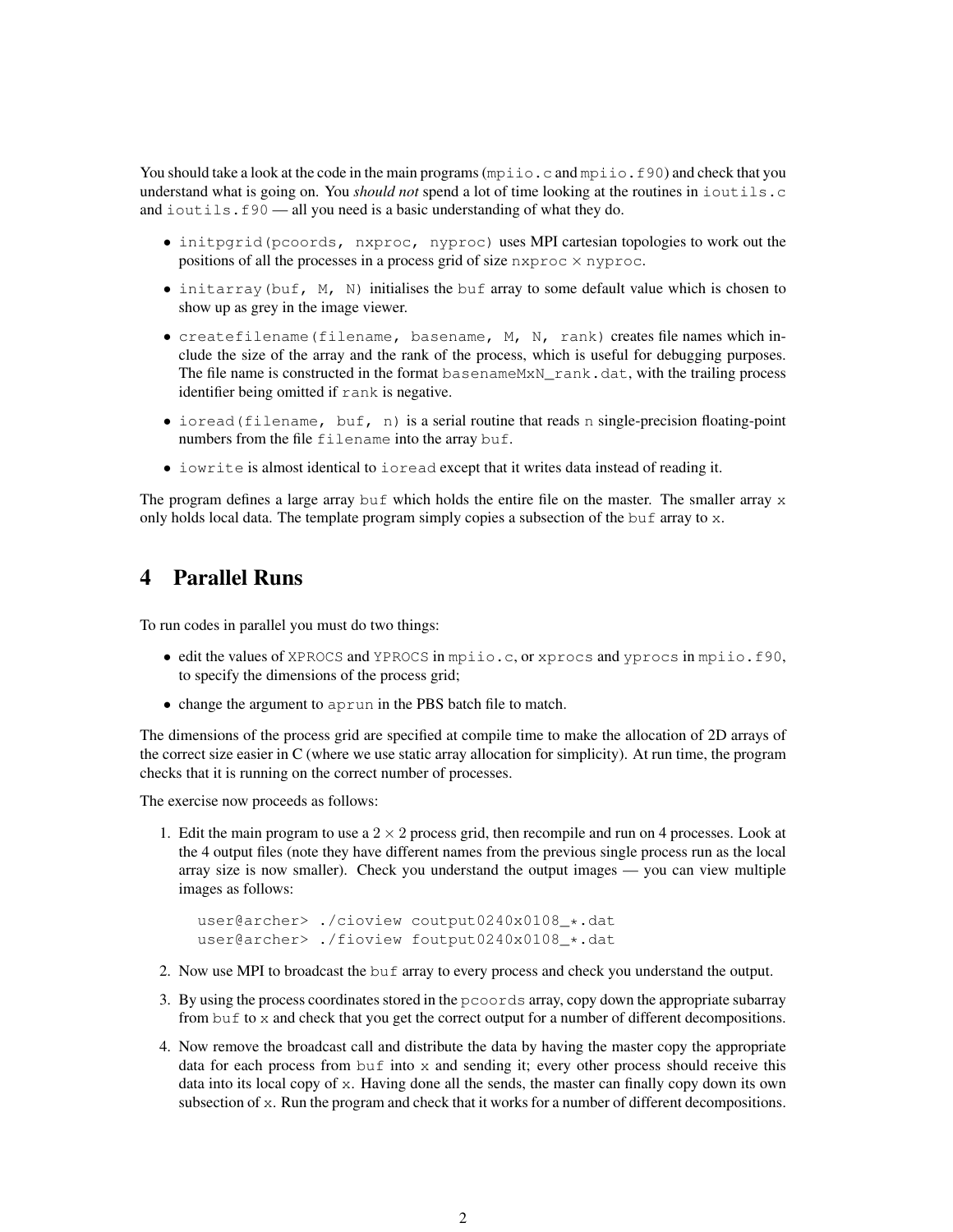You should take a look at the code in the main programs (`mpiio.c` and `mpiio.f90`) and check that you understand what is going on. You *should not* spend a lot of time looking at the routines in `ioutils.c` and `ioutils.f90` — all you need is a basic understanding of what they do.

- `initpgrid(pcoords, nxproc, nyproc)` uses MPI cartesian topologies to work out the positions of all the processes in a process grid of size `nxproc` × `nyproc`.
- `initarray(buf, M, N)` initialises the `buf` array to some default value which is chosen to show up as grey in the image viewer.
- `createfilename(filename, basename, M, N, rank)` creates file names which include the size of the array and the rank of the process, which is useful for debugging purposes. The file name is constructed in the format `basenameMxN_rank.dat`, with the trailing process identifier being omitted if `rank` is negative.
- `ioread(filename, buf, n)` is a serial routine that reads `n` single-precision floating-point numbers from the file `filename` into the array `buf`.
- `iowrite` is almost identical to `ioread` except that it writes data instead of reading it.

The program defines a large array `buf` which holds the entire file on the master. The smaller array `x` only holds local data. The template program simply copies a subsection of the `buf` array to `x`.

## 4 Parallel Runs

To run codes in parallel you must do two things:

- edit the values of `XPROCS` and `YPROCS` in `mpiio.c`, or `xprocs` and `yprocs` in `mpiio.f90`, to specify the dimensions of the process grid;
- change the argument to `aprun` in the PBS batch file to match.

The dimensions of the process grid are specified at compile time to make the allocation of 2D arrays of the correct size easier in C (where we use static array allocation for simplicity). At run time, the program checks that it is running on the correct number of processes.

The exercise now proceeds as follows:

1. Edit the main program to use a $2 \times 2$ process grid, then recompile and run on 4 processes. Look at the 4 output files (note they have different names from the previous single process run as the local array size is now smaller). Check you understand the output images — you can view multiple images as follows:

   ```
   user@archer> ./cioview coutput0240x0108_*.dat
   user@archer> ./fioview foutput0240x0108_*.dat
   ```

2. Now use MPI to broadcast the `buf` array to every process and check you understand the output.
3. By using the process coordinates stored in the `pcoords` array, copy down the appropriate subarray from `buf` to `x` and check that you get the correct output for a number of different decompositions.
4. Now remove the broadcast call and distribute the data by having the master copy the appropriate data for each process from `buf` into `x` and sending it; every other process should receive this data into its local copy of `x`. Having done all the sends, the master can finally copy down its own subsection of `x`. Run the program and check that it works for a number of different decompositions.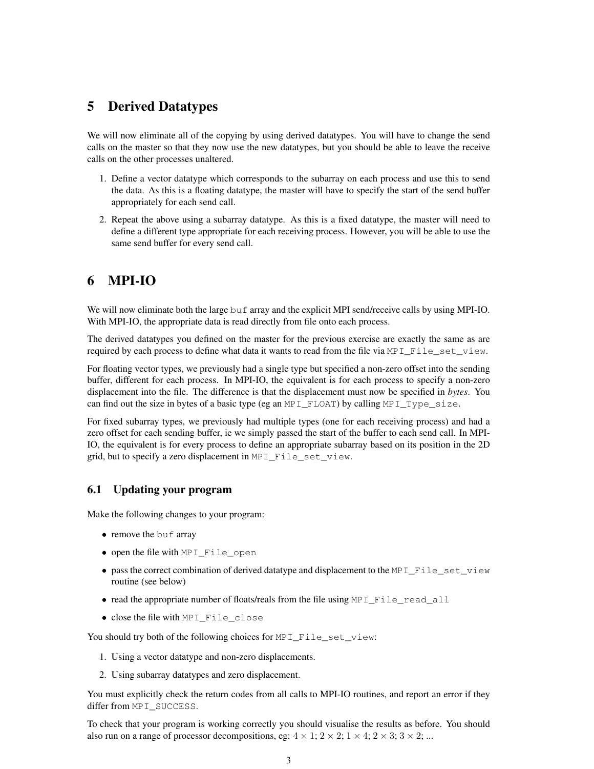# 5 Derived Datatypes

We will now eliminate all of the copying by using derived datatypes. You will have to change the send calls on the master so that they now use the new datatypes, but you should be able to leave the receive calls on the other processes unaltered.

1. Define a vector datatype which corresponds to the subarray on each process and use this to send the data. As this is a floating datatype, the master will have to specify the start of the send buffer appropriately for each send call.
2. Repeat the above using a subarray datatype. As this is a fixed datatype, the master will need to define a different type appropriate for each receiving process. However, you will be able to use the same send buffer for every send call.

# 6 MPI-IO

We will now eliminate both the large `buf` array and the explicit MPI send/receive calls by using MPI-IO. With MPI-IO, the appropriate data is read directly from file onto each process.

The derived datatypes you defined on the master for the previous exercise are exactly the same as are required by each process to define what data it wants to read from the file via `MPI_File_set_view`.

For floating vector types, we previously had a single type but specified a non-zero offset into the sending buffer, different for each process. In MPI-IO, the equivalent is for each process to specify a non-zero displacement into the file. The difference is that the displacement must now be specified in *bytes*. You can find out the size in bytes of a basic type (eg an `MPI_FLOAT`) by calling `MPI_Type_size`.

For fixed subarray types, we previously had multiple types (one for each receiving process) and had a zero offset for each sending buffer, ie we simply passed the start of the buffer to each send call. In MPI-IO, the equivalent is for every process to define an appropriate subarray based on its position in the 2D grid, but to specify a zero displacement in `MPI_File_set_view`.

## 6.1 Updating your program

Make the following changes to your program:

- remove the `buf` array
- open the file with `MPI_File_open`
- pass the correct combination of derived datatype and displacement to the `MPI_File_set_view` routine (see below)
- read the appropriate number of floats/reals from the file using `MPI_File_read_all`
- close the file with `MPI_File_close`

You should try both of the following choices for `MPI_File_set_view`:

1. Using a vector datatype and non-zero displacements.
2. Using subarray datatypes and zero displacement.

You must explicitly check the return codes from all calls to MPI-IO routines, and report an error if they differ from `MPI_SUCCESS`.

To check that your program is working correctly you should visualise the results as before. You should also run on a range of processor decompositions, eg: $4 \times 1$; $2 \times 2$; $1 \times 4$; $2 \times 3$; $3 \times 2$; ...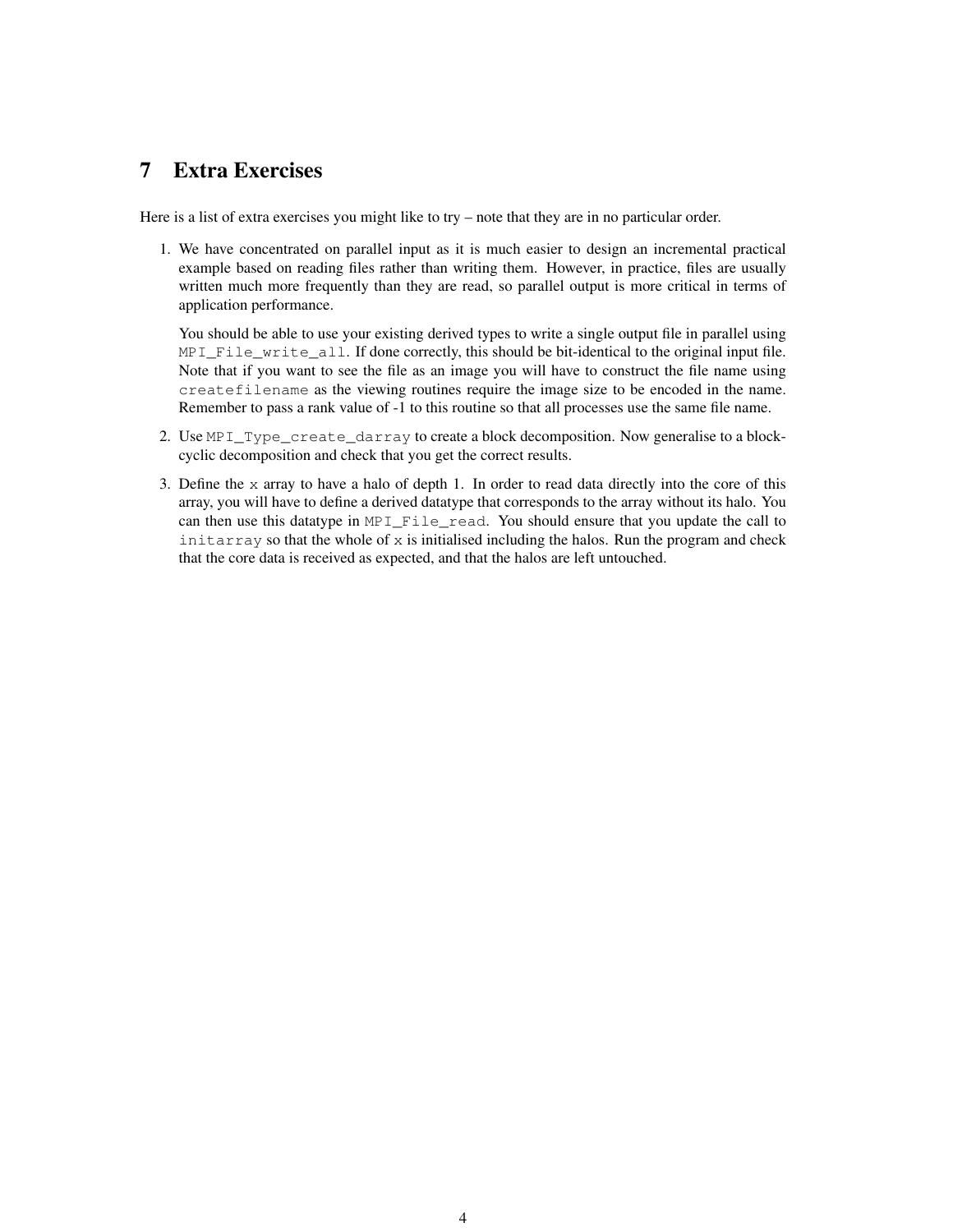## 7 Extra Exercises

Here is a list of extra exercises you might like to try – note that they are in no particular order.

1. We have concentrated on parallel input as it is much easier to design an incremental practical example based on reading files rather than writing them. However, in practice, files are usually written much more frequently than they are read, so parallel output is more critical in terms of application performance.

   You should be able to use your existing derived types to write a single output file in parallel using `MPI_File_write_all`. If done correctly, this should be bit-identical to the original input file. Note that if you want to see the file as an image you will have to construct the file name using `createfilename` as the viewing routines require the image size to be encoded in the name. Remember to pass a rank value of -1 to this routine so that all processes use the same file name.

2. Use `MPI_Type_create_darray` to create a block decomposition. Now generalise to a block-cyclic decomposition and check that you get the correct results.

3. Define the `x` array to have a halo of depth 1. In order to read data directly into the core of this array, you will have to define a derived datatype that corresponds to the array without its halo. You can then use this datatype in `MPI_File_read`. You should ensure that you update the call to `initarray` so that the whole of `x` is initialised including the halos. Run the program and check that the core data is received as expected, and that the halos are left untouched.